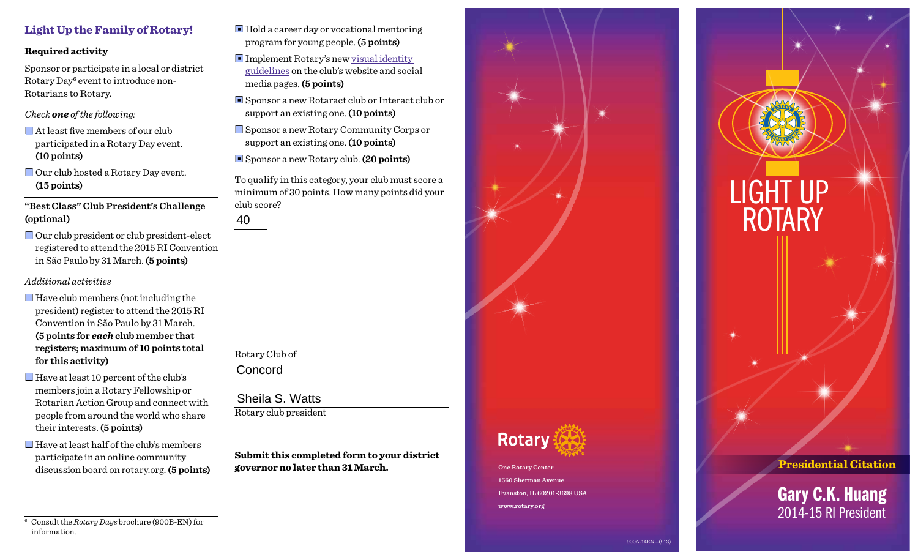## Light Up the Family of Rotary!

**Required activity**

Sponsor or participate in a local or district Rotary Day[6] event to introduce non-Rotarians to Rotary.

*Check **one** of the following:*

- ☐ At least five members of our club participated in a Rotary Day event. **(10 points)**
- ☐ Our club hosted a Rotary Day event. **(15 points)**

**"Best Class" Club President's Challenge (optional)**

- ☐ Our club president or club president-elect registered to attend the 2015 RI Convention in São Paulo by 31 March. **(5 points)**

*Additional activities*

- ☐ Have club members (not including the president) register to attend the 2015 RI Convention in São Paulo by 31 March. **(5 points for *each* club member that registers; maximum of 10 points total for this activity)**
- ☐ Have at least 10 percent of the club's members join a Rotary Fellowship or Rotarian Action Group and connect with people from around the world who share their interests. **(5 points)**
- ☐ Have at least half of the club's members participate in an online community discussion board on rotary.org. **(5 points)**
- ☒ Hold a career day or vocational mentoring program for young people. **(5 points)**
- ☒ Implement Rotary's new visual identity guidelines on the club's website and social media pages. **(5 points)**
- ☒ Sponsor a new Rotaract club or Interact club or support an existing one. **(10 points)**
- ☐ Sponsor a new Rotary Community Corps or support an existing one. **(10 points)**
- ☒ Sponsor a new Rotary club. **(20 points)**

To qualify in this category, your club must score a minimum of 30 points. How many points did your club score?

40

Rotary Club of

Concord

Sheila S. Watts

Rotary club president

**Submit this completed form to your district governor no later than 31 March.**

[6] Consult the *Rotary Days* brochure (900B-EN) for information.

Rotary

One Rotary Center
1560 Sherman Avenue
Evanston, IL 60201-3698 USA
www.rotary.org

900A-14EN—(913)

# LIGHT UP ROTARY

**Presidential Citation**

**Gary C.K. Huang**
2014-15 RI President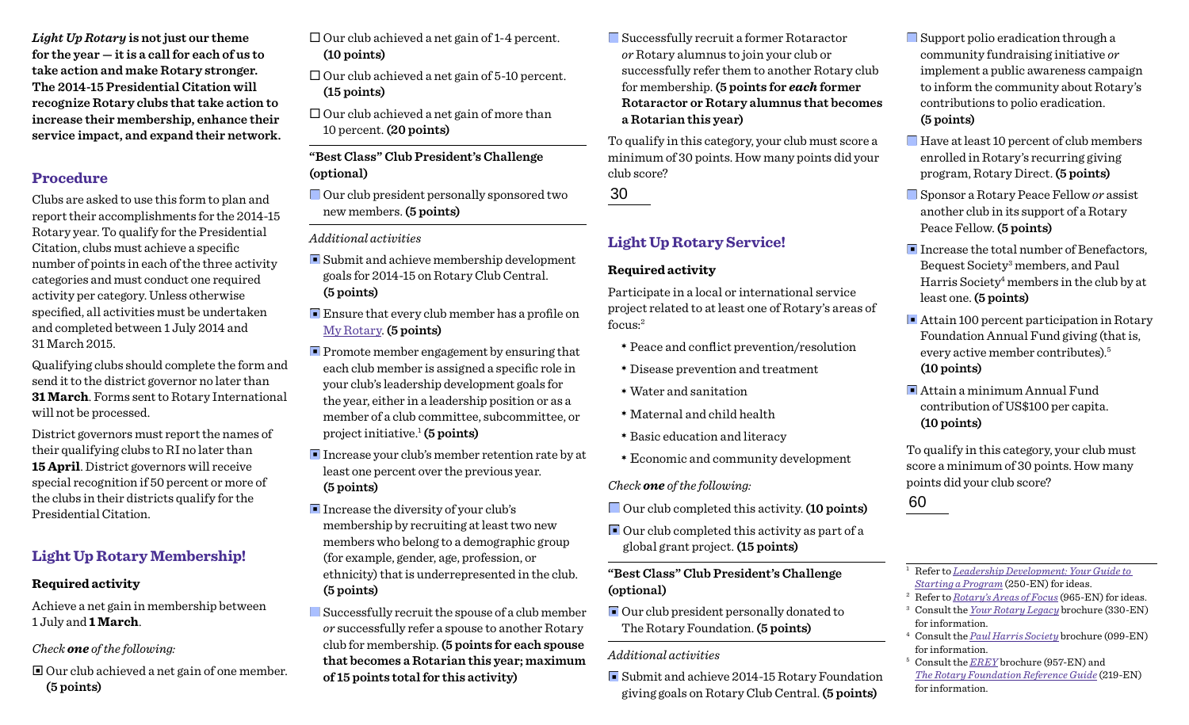***Light Up Rotary*** **is not just our theme for the year — it is a call for each of us to take action and make Rotary stronger. The 2014-15 Presidential Citation will recognize Rotary clubs that take action to increase their membership, enhance their service impact, and expand their network.**

## Procedure

Clubs are asked to use this form to plan and report their accomplishments for the 2014-15 Rotary year. To qualify for the Presidential Citation, clubs must achieve a specific number of points in each of the three activity categories and must conduct one required activity per category. Unless otherwise specified, all activities must be undertaken and completed between 1 July 2014 and 31 March 2015.

Qualifying clubs should complete the form and send it to the district governor no later than **31 March**. Forms sent to Rotary International will not be processed.

District governors must report the names of their qualifying clubs to RI no later than **15 April**. District governors will receive special recognition if 50 percent or more of the clubs in their districts qualify for the Presidential Citation.

## Light Up Rotary Membership!

**Required activity**

Achieve a net gain in membership between 1 July and **1 March**.

*Check* ***one*** *of the following:*

- ☒ Our club achieved a net gain of one member. **(5 points)**
- ☐ Our club achieved a net gain of 1-4 percent. **(10 points)**
- ☐ Our club achieved a net gain of 5-10 percent. **(15 points)**
- ☐ Our club achieved a net gain of more than 10 percent. **(20 points)**

**"Best Class" Club President's Challenge (optional)**

- ☐ Our club president personally sponsored two new members. **(5 points)**

*Additional activities*

- ☒ Submit and achieve membership development goals for 2014-15 on Rotary Club Central. **(5 points)**
- ☒ Ensure that every club member has a profile on My Rotary. **(5 points)**
- ☒ Promote member engagement by ensuring that each club member is assigned a specific role in your club's leadership development goals for the year, either in a leadership position or as a member of a club committee, subcommittee, or project initiative.[1] **(5 points)**
- ☒ Increase your club's member retention rate by at least one percent over the previous year. **(5 points)**
- ☒ Increase the diversity of your club's membership by recruiting at least two new members who belong to a demographic group (for example, gender, age, profession, or ethnicity) that is underrepresented in the club. **(5 points)**
- ☐ Successfully recruit the spouse of a club member *or* successfully refer a spouse to another Rotary club for membership. **(5 points for each spouse that becomes a Rotarian this year; maximum of 15 points total for this activity)**
- ☐ Successfully recruit a former Rotaractor *or* Rotary alumnus to join your club or successfully refer them to another Rotary club for membership. **(5 points for *each* former Rotaractor or Rotary alumnus that becomes a Rotarian this year)**

To qualify in this category, your club must score a minimum of 30 points. How many points did your club score?

30

## Light Up Rotary Service!

**Required activity**

Participate in a local or international service project related to at least one of Rotary's areas of focus:[2]

- Peace and conflict prevention/resolution
- Disease prevention and treatment
- Water and sanitation
- Maternal and child health
- Basic education and literacy
- Economic and community development

*Check* ***one*** *of the following:*

- ☐ Our club completed this activity. **(10 points)**
- ☒ Our club completed this activity as part of a global grant project. **(15 points)**

**"Best Class" Club President's Challenge (optional)**

- ☒ Our club president personally donated to The Rotary Foundation. **(5 points)**

*Additional activities*

- ☒ Submit and achieve 2014-15 Rotary Foundation giving goals on Rotary Club Central. **(5 points)**
- ☐ Support polio eradication through a community fundraising initiative *or* implement a public awareness campaign to inform the community about Rotary's contributions to polio eradication. **(5 points)**
- ☐ Have at least 10 percent of club members enrolled in Rotary's recurring giving program, Rotary Direct. **(5 points)**
- ☐ Sponsor a Rotary Peace Fellow *or* assist another club in its support of a Rotary Peace Fellow. **(5 points)**
- ☒ Increase the total number of Benefactors, Bequest Society[3] members, and Paul Harris Society[4] members in the club by at least one. **(5 points)**
- ☒ Attain 100 percent participation in Rotary Foundation Annual Fund giving (that is, every active member contributes).[5] **(10 points)**
- ☒ Attain a minimum Annual Fund contribution of US$100 per capita. **(10 points)**

To qualify in this category, your club must score a minimum of 30 points. How many points did your club score?

60

---

[1] Refer to *Leadership Development: Your Guide to Starting a Program* (250-EN) for ideas.
[2] Refer to *Rotary's Areas of Focus* (965-EN) for ideas.
[3] Consult the *Your Rotary Legacy* brochure (330-EN) for information.
[4] Consult the *Paul Harris Society* brochure (099-EN) for information.
[5] Consult the *EREY* brochure (957-EN) and *The Rotary Foundation Reference Guide* (219-EN) for information.